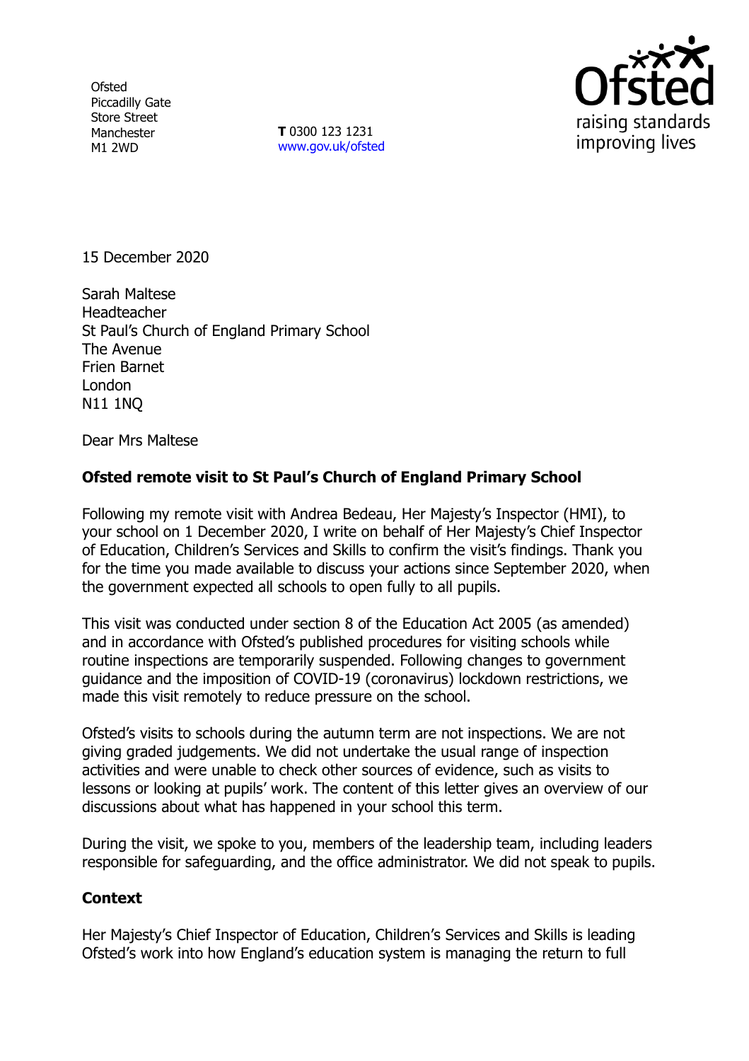Ofsted
Piccadilly Gate
Store Street
Manchester
M1 2WD

**T** 0300 123 1231
www.gov.uk/ofsted

15 December 2020

Sarah Maltese
Headteacher
St Paul's Church of England Primary School
The Avenue
Frien Barnet
London
N11 1NQ

Dear Mrs Maltese

**Ofsted remote visit to St Paul's Church of England Primary School**

Following my remote visit with Andrea Bedeau, Her Majesty's Inspector (HMI), to your school on 1 December 2020, I write on behalf of Her Majesty's Chief Inspector of Education, Children's Services and Skills to confirm the visit's findings. Thank you for the time you made available to discuss your actions since September 2020, when the government expected all schools to open fully to all pupils.

This visit was conducted under section 8 of the Education Act 2005 (as amended) and in accordance with Ofsted's published procedures for visiting schools while routine inspections are temporarily suspended. Following changes to government guidance and the imposition of COVID-19 (coronavirus) lockdown restrictions, we made this visit remotely to reduce pressure on the school.

Ofsted's visits to schools during the autumn term are not inspections. We are not giving graded judgements. We did not undertake the usual range of inspection activities and were unable to check other sources of evidence, such as visits to lessons or looking at pupils' work. The content of this letter gives an overview of our discussions about what has happened in your school this term.

During the visit, we spoke to you, members of the leadership team, including leaders responsible for safeguarding, and the office administrator. We did not speak to pupils.

**Context**

Her Majesty's Chief Inspector of Education, Children's Services and Skills is leading Ofsted's work into how England's education system is managing the return to full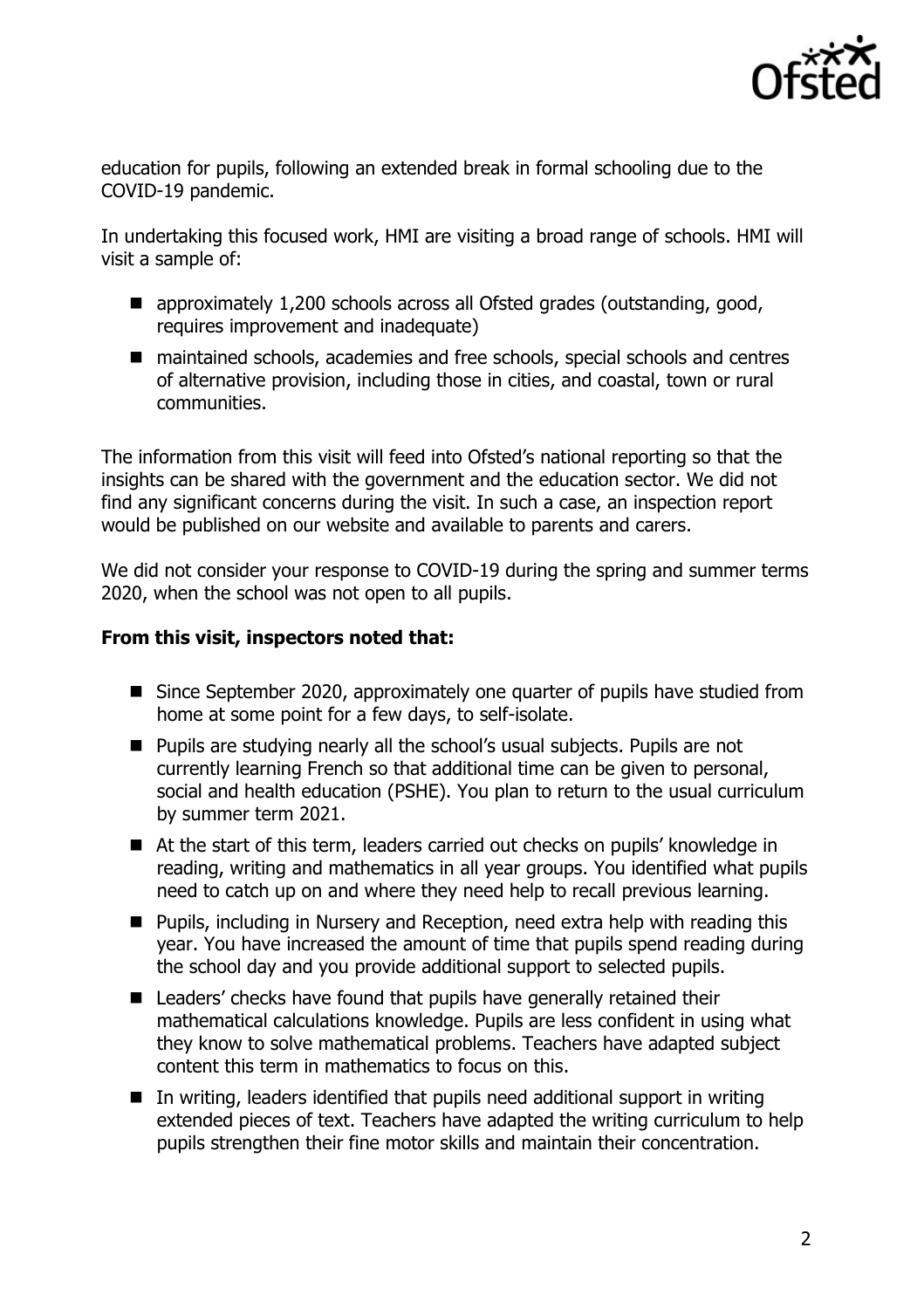education for pupils, following an extended break in formal schooling due to the COVID-19 pandemic.

In undertaking this focused work, HMI are visiting a broad range of schools. HMI will visit a sample of:

- approximately 1,200 schools across all Ofsted grades (outstanding, good, requires improvement and inadequate)
- maintained schools, academies and free schools, special schools and centres of alternative provision, including those in cities, and coastal, town or rural communities.

The information from this visit will feed into Ofsted's national reporting so that the insights can be shared with the government and the education sector. We did not find any significant concerns during the visit. In such a case, an inspection report would be published on our website and available to parents and carers.

We did not consider your response to COVID-19 during the spring and summer terms 2020, when the school was not open to all pupils.

**From this visit, inspectors noted that:**

- Since September 2020, approximately one quarter of pupils have studied from home at some point for a few days, to self-isolate.
- Pupils are studying nearly all the school's usual subjects. Pupils are not currently learning French so that additional time can be given to personal, social and health education (PSHE). You plan to return to the usual curriculum by summer term 2021.
- At the start of this term, leaders carried out checks on pupils' knowledge in reading, writing and mathematics in all year groups. You identified what pupils need to catch up on and where they need help to recall previous learning.
- Pupils, including in Nursery and Reception, need extra help with reading this year. You have increased the amount of time that pupils spend reading during the school day and you provide additional support to selected pupils.
- Leaders' checks have found that pupils have generally retained their mathematical calculations knowledge. Pupils are less confident in using what they know to solve mathematical problems. Teachers have adapted subject content this term in mathematics to focus on this.
- In writing, leaders identified that pupils need additional support in writing extended pieces of text. Teachers have adapted the writing curriculum to help pupils strengthen their fine motor skills and maintain their concentration.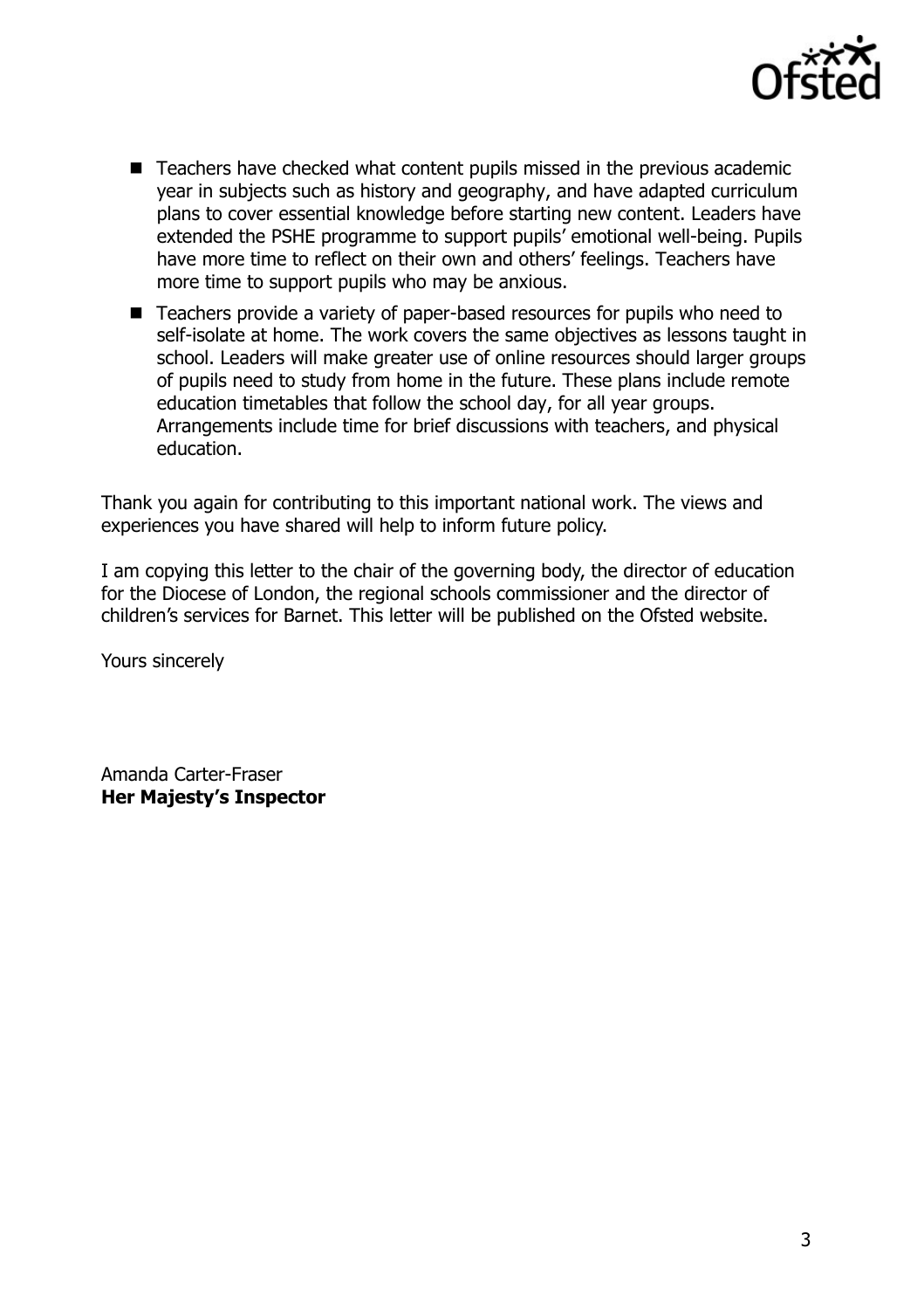- Teachers have checked what content pupils missed in the previous academic year in subjects such as history and geography, and have adapted curriculum plans to cover essential knowledge before starting new content. Leaders have extended the PSHE programme to support pupils' emotional well-being. Pupils have more time to reflect on their own and others' feelings. Teachers have more time to support pupils who may be anxious.
- Teachers provide a variety of paper-based resources for pupils who need to self-isolate at home. The work covers the same objectives as lessons taught in school. Leaders will make greater use of online resources should larger groups of pupils need to study from home in the future. These plans include remote education timetables that follow the school day, for all year groups. Arrangements include time for brief discussions with teachers, and physical education.

Thank you again for contributing to this important national work. The views and experiences you have shared will help to inform future policy.

I am copying this letter to the chair of the governing body, the director of education for the Diocese of London, the regional schools commissioner and the director of children's services for Barnet. This letter will be published on the Ofsted website.

Yours sincerely

Amanda Carter-Fraser
**Her Majesty's Inspector**